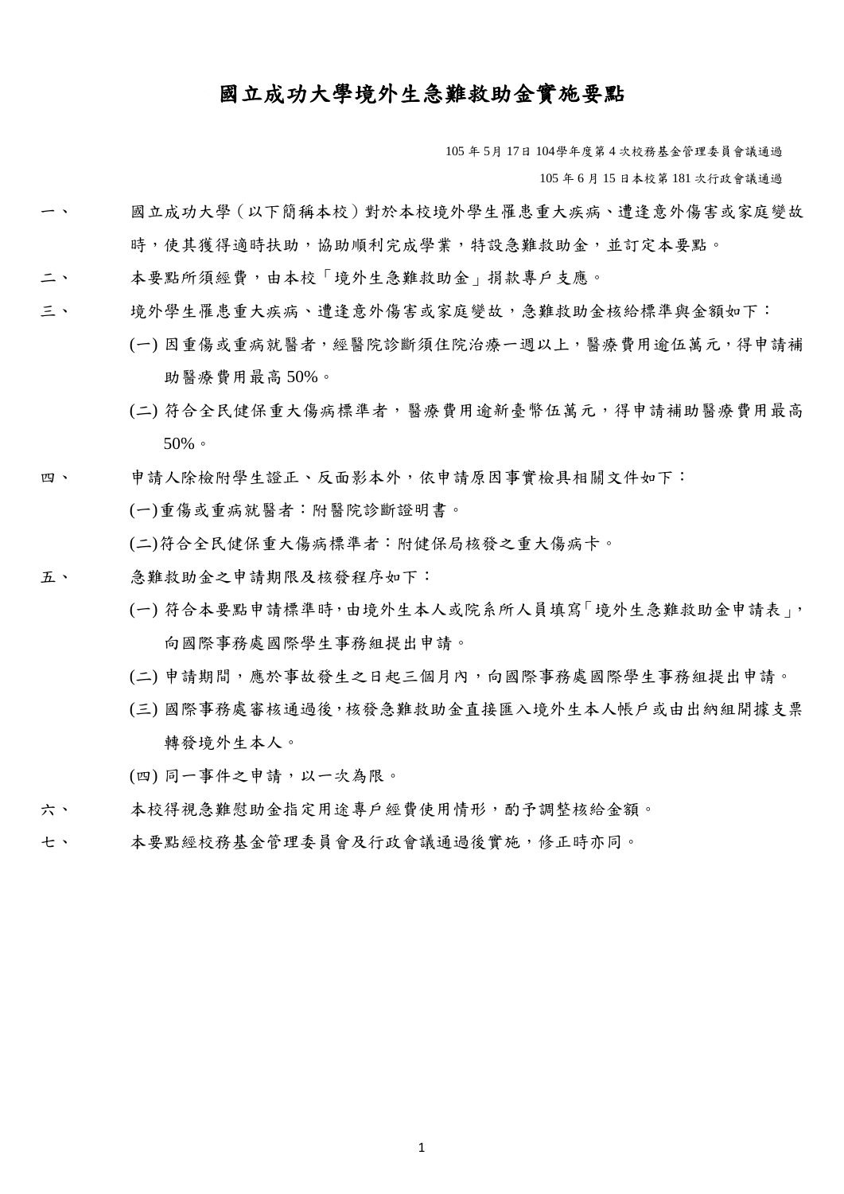# 國立成功大學境外生急難救助金實施要點

105 年 5月 17日 104學年度第 4 次校務基金管理委員會議通過

105 年 6 月 15 日本校第 181 次行政會議通過

一、 國立成功大學（以下簡稱本校）對於本校境外學生罹患重大疾病、遭逢意外傷害或家庭變故時，使其獲得適時扶助，協助順利完成學業，特設急難救助金，並訂定本要點。

二、 本要點所須經費，由本校「境外生急難救助金」捐款專戶支應。

三、 境外學生罹患重大疾病、遭逢意外傷害或家庭變故，急難救助金核給標準與金額如下：

(一) 因重傷或重病就醫者，經醫院診斷須住院治療一週以上，醫療費用逾伍萬元，得申請補助醫療費用最高 50%。

(二) 符合全民健保重大傷病標準者，醫療費用逾新臺幣伍萬元，得申請補助醫療費用最高 50%。

四、 申請人除檢附學生證正、反面影本外，依申請原因事實檢具相關文件如下：

(一)重傷或重病就醫者：附醫院診斷證明書。

(二)符合全民健保重大傷病標準者：附健保局核發之重大傷病卡。

五、 急難救助金之申請期限及核發程序如下：

(一) 符合本要點申請標準時，由境外生本人或院系所人員填寫「境外生急難救助金申請表」，向國際事務處國際學生事務組提出申請。

(二) 申請期間，應於事故發生之日起三個月內，向國際事務處國際學生事務組提出申請。

(三) 國際事務處審核通過後，核發急難救助金直接匯入境外生本人帳戶或由出納組開據支票轉發境外生本人。

(四) 同一事件之申請，以一次為限。

六、 本校得視急難慰助金指定用途專戶經費使用情形，酌予調整核給金額。

七、 本要點經校務基金管理委員會及行政會議通過後實施，修正時亦同。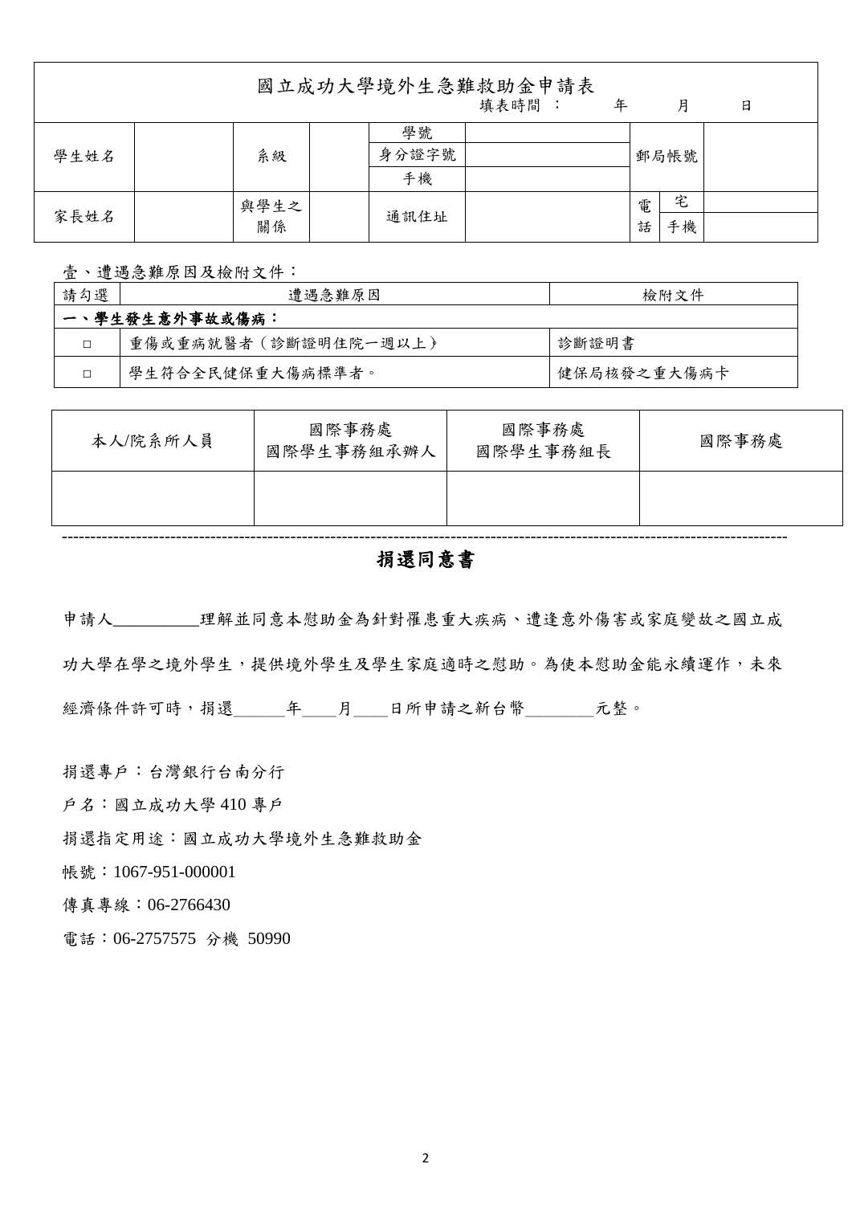# 國立成功大學境外生急難救助金申請表

填表時間： 年 月 日

| 學生姓名 | | 系級 | | 學號 | | 郵局帳號 | | |
|---|---|---|---|---|---|---|---|---|
| | | | | 身分證字號 | | | | |
| | | | | 手機 | | | | |
| 家長姓名 | | 與學生之關係 | | 通訊住址 | | 電話 | 宅 | |
| | | | | | | | 手機 | |

壹、遭遇急難原因及檢附文件：

| 請勾選 | 遭遇急難原因 | 檢附文件 |
|---|---|---|
| **一、學生發生意外事故或傷病：** | | |
| □ | 重傷或重病就醫者（診斷證明住院一週以上） | 診斷證明書 |
| □ | 學生符合全民健保重大傷病標準者。 | 健保局核發之重大傷病卡 |

| 本人/院系所人員 | 國際事務處 國際學生事務組承辦人 | 國際事務處 國際學生事務組長 | 國際事務處 |
|---|---|---|---|
| | | | |

---

## 捐還同意書

申請人__________理解並同意本慰助金為針對罹患重大疾病、遭逢意外傷害或家庭變故之國立成功大學在學之境外學生，提供境外學生及學生家庭適時之慰助。為使本慰助金能永續運作，未來經濟條件許可時，捐還______年____月____日所申請之新台幣________元整。

捐還專戶：台灣銀行台南分行

戶名：國立成功大學 410 專戶

捐還指定用途：國立成功大學境外生急難救助金

帳號：1067-951-000001

傳真專線：06-2766430

電話：06-2757575 分機 50990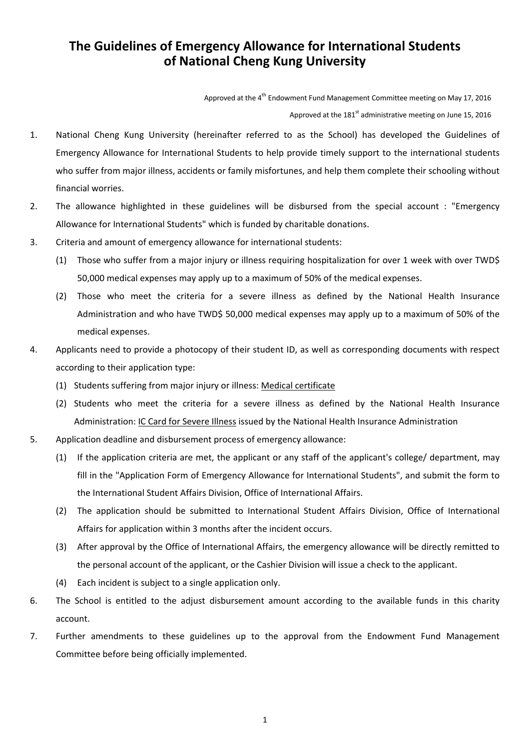# The Guidelines of Emergency Allowance for International Students of National Cheng Kung University

Approved at the 4th Endowment Fund Management Committee meeting on May 17, 2016

Approved at the 181st administrative meeting on June 15, 2016

1. National Cheng Kung University (hereinafter referred to as the School) has developed the Guidelines of Emergency Allowance for International Students to help provide timely support to the international students who suffer from major illness, accidents or family misfortunes, and help them complete their schooling without financial worries.
2. The allowance highlighted in these guidelines will be disbursed from the special account : "Emergency Allowance for International Students" which is funded by charitable donations.
3. Criteria and amount of emergency allowance for international students:
   (1) Those who suffer from a major injury or illness requiring hospitalization for over 1 week with over TWD$ 50,000 medical expenses may apply up to a maximum of 50% of the medical expenses.
   (2) Those who meet the criteria for a severe illness as defined by the National Health Insurance Administration and who have TWD$ 50,000 medical expenses may apply up to a maximum of 50% of the medical expenses.
4. Applicants need to provide a photocopy of their student ID, as well as corresponding documents with respect according to their application type:
   (1) Students suffering from major injury or illness: <u>Medical certificate</u>
   (2) Students who meet the criteria for a severe illness as defined by the National Health Insurance Administration: <u>IC Card for Severe Illness</u> issued by the National Health Insurance Administration
5. Application deadline and disbursement process of emergency allowance:
   (1) If the application criteria are met, the applicant or any staff of the applicant's college/ department, may fill in the "Application Form of Emergency Allowance for International Students", and submit the form to the International Student Affairs Division, Office of International Affairs.
   (2) The application should be submitted to International Student Affairs Division, Office of International Affairs for application within 3 months after the incident occurs.
   (3) After approval by the Office of International Affairs, the emergency allowance will be directly remitted to the personal account of the applicant, or the Cashier Division will issue a check to the applicant.
   (4) Each incident is subject to a single application only.
6. The School is entitled to the adjust disbursement amount according to the available funds in this charity account.
7. Further amendments to these guidelines up to the approval from the Endowment Fund Management Committee before being officially implemented.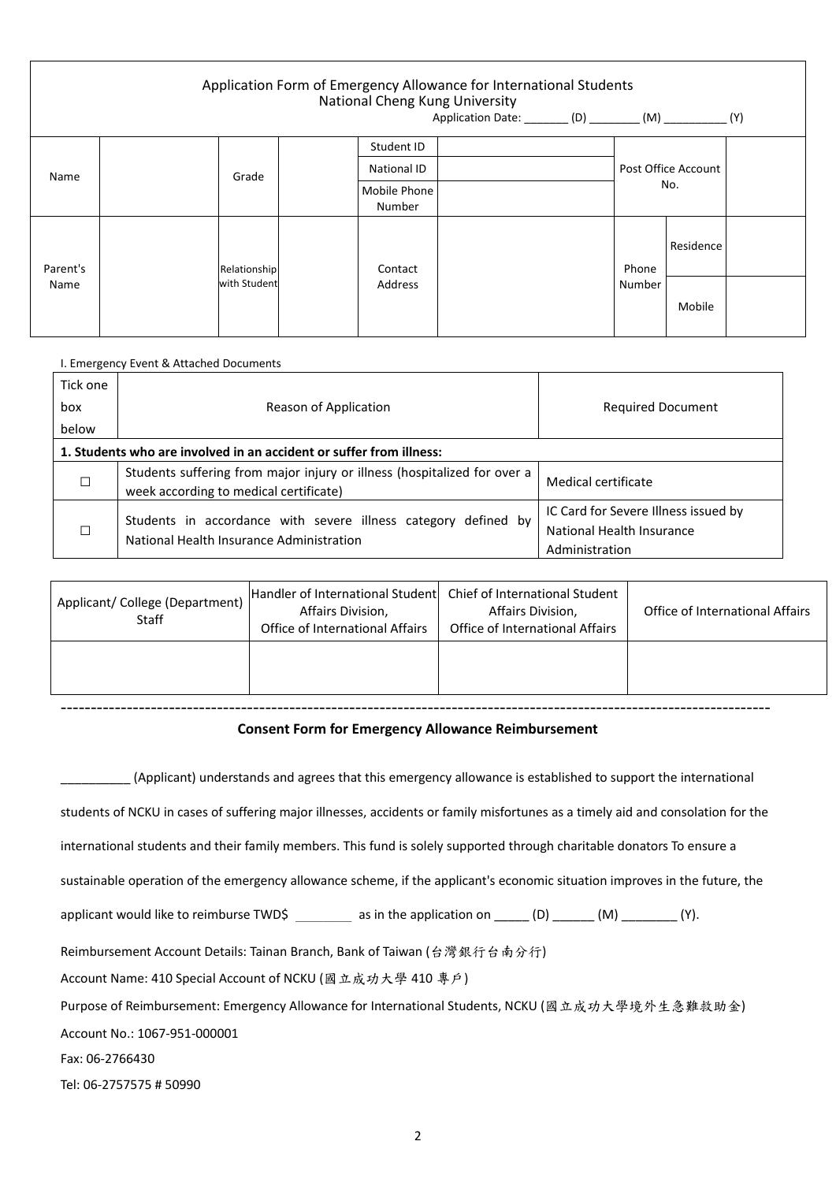Application Form of Emergency Allowance for International Students
National Cheng Kung University

Application Date: _______ (D) ________ (M) __________ (Y)

| | | | | | | | | |
|---|---|---|---|---|---|---|---|---|
| Name | | Grade | | Student ID | | Post Office Account No. | | |
| | | | | National ID | | | | |
| | | | | Mobile Phone Number | | | | |
| Parent's Name | | Relationship with Student | | Contact Address | | Phone Number | Residence | |
| | | | | | | | Mobile | |

I. Emergency Event & Attached Documents

| Tick one box below | Reason of Application | Required Document |
|---|---|---|
| **1. Students who are involved in an accident or suffer from illness:** | | |
| ☐ | Students suffering from major injury or illness (hospitalized for over a week according to medical certificate) | Medical certificate |
| ☐ | Students in accordance with severe illness category defined by National Health Insurance Administration | IC Card for Severe Illness issued by National Health Insurance Administration |

| Applicant/ College (Department) Staff | Handler of International Student Affairs Division, Office of International Affairs | Chief of International Student Affairs Division, Office of International Affairs | Office of International Affairs |
|---|---|---|---|
| | | | |

---

**Consent Form for Emergency Allowance Reimbursement**

__________ (Applicant) understands and agrees that this emergency allowance is established to support the international students of NCKU in cases of suffering major illnesses, accidents or family misfortunes as a timely aid and consolation for the international students and their family members. This fund is solely supported through charitable donators To ensure a sustainable operation of the emergency allowance scheme, if the applicant's economic situation improves in the future, the applicant would like to reimburse TWD$ ________ as in the application on _____ (D) ______ (M) ________ (Y).

Reimbursement Account Details: Tainan Branch, Bank of Taiwan (台灣銀行台南分行)

Account Name: 410 Special Account of NCKU (國立成功大學 410 專戶)

Purpose of Reimbursement: Emergency Allowance for International Students, NCKU (國立成功大學境外生急難救助金)

Account No.: 1067-951-000001

Fax: 06-2766430

Tel: 06-2757575 # 50990